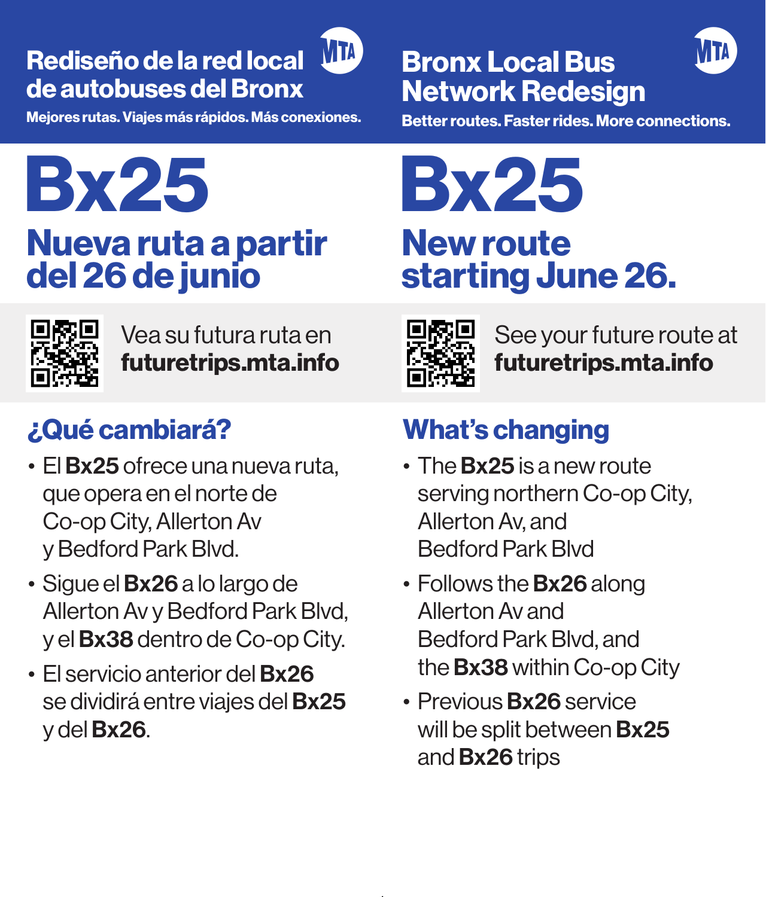# Rediseño de la red local de autobuses del Bronx

**Mejores rutas. Viajes más rápidos. Más conexiones.**

# Bx25

## Nueva ruta a partir del 26 de junio

Vea su futura ruta en **futuretrips.mta.info**

### ¿Qué cambiará?

- El **Bx25** ofrece una nueva ruta, que opera en el norte de Co-op City, Allerton Av y Bedford Park Blvd.
- Sigue el **Bx26** a lo largo de Allerton Av y Bedford Park Blvd, y el **Bx38** dentro de Co-op City.
- El servicio anterior del **Bx26** se dividirá entre viajes del **Bx25** y del **Bx26**.

# Bronx Local Bus Network Redesign

**Better routes. Faster rides. More connections.**

# Bx25

## New route starting June 26.

See your future route at **futuretrips.mta.info**

### What's changing

- The **Bx25** is a new route serving northern Co-op City, Allerton Av, and Bedford Park Blvd
- Follows the **Bx26** along Allerton Av and Bedford Park Blvd, and the **Bx38** within Co-op City
- Previous **Bx26** service will be split between **Bx25** and **Bx26** trips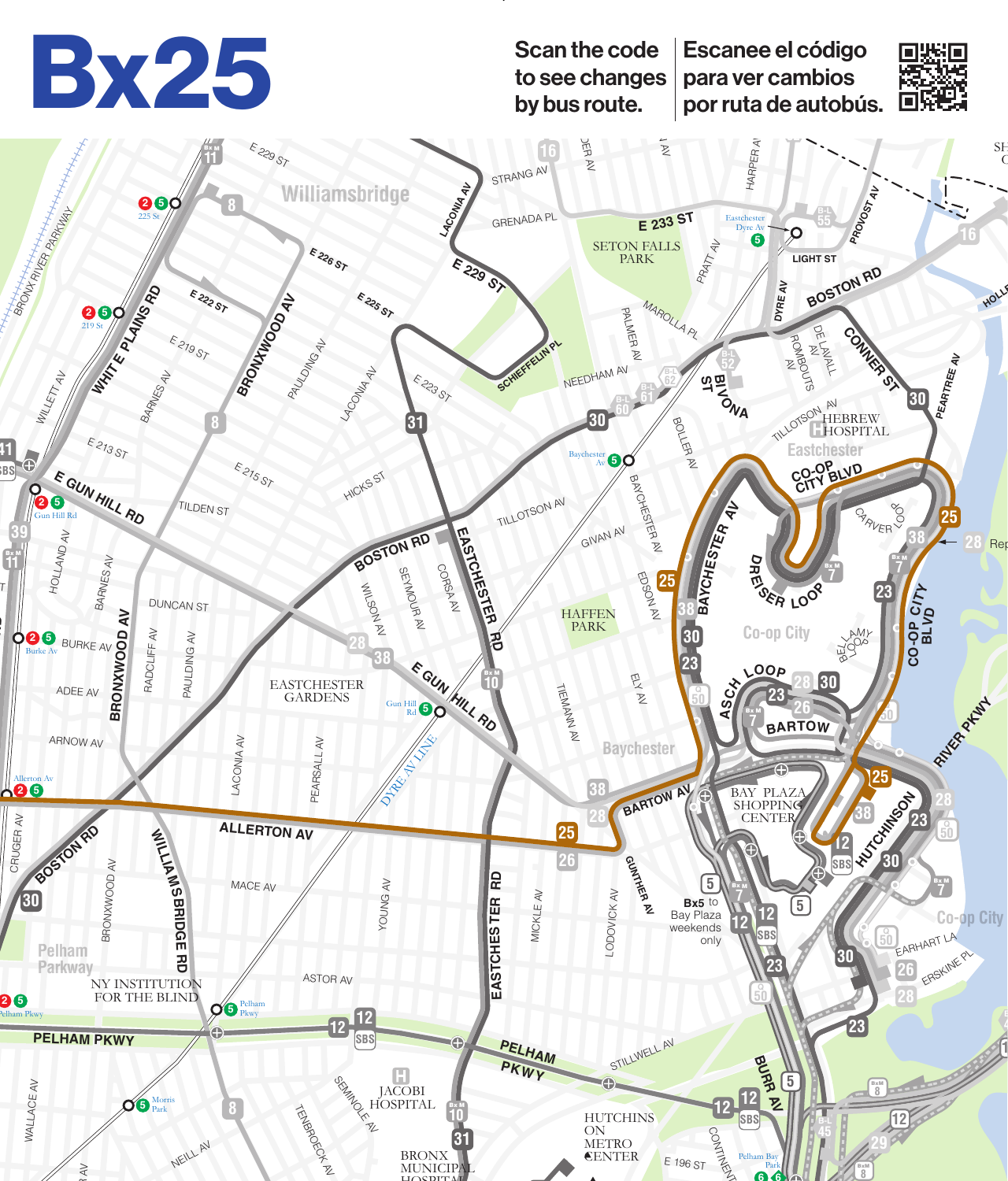# Bx25

Scan the code to see changes by bus route.

Escanee el código para ver cambios por ruta de autobús.